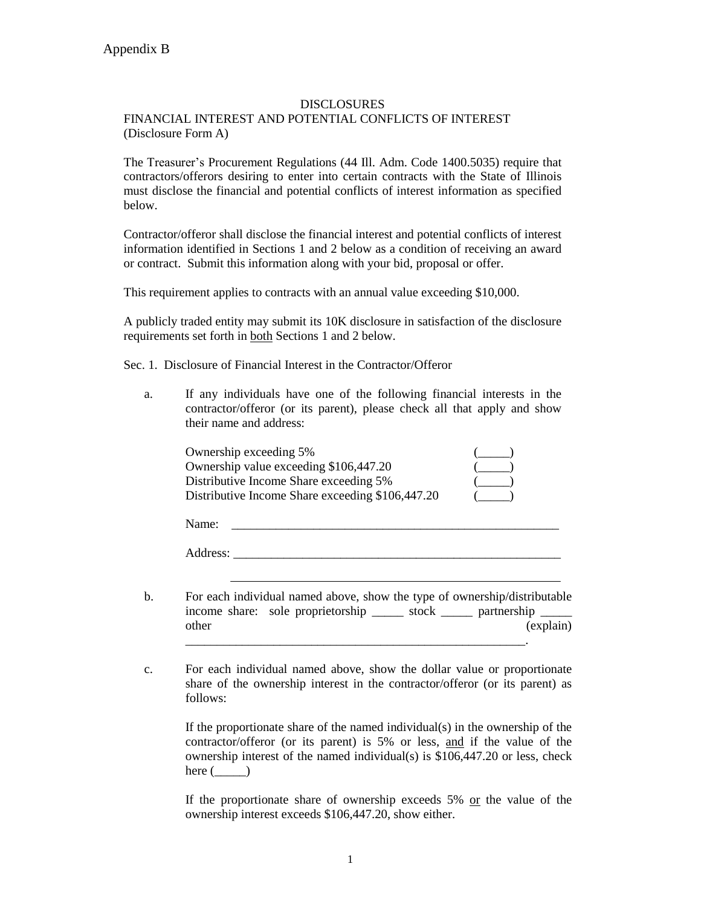Appendix B

# DISCLOSURES

## FINANCIAL INTEREST AND POTENTIAL CONFLICTS OF INTEREST
(Disclosure Form A)

The Treasurer's Procurement Regulations (44 Ill. Adm. Code 1400.5035) require that contractors/offerors desiring to enter into certain contracts with the State of Illinois must disclose the financial and potential conflicts of interest information as specified below.

Contractor/offeror shall disclose the financial interest and potential conflicts of interest information identified in Sections 1 and 2 below as a condition of receiving an award or contract. Submit this information along with your bid, proposal or offer.

This requirement applies to contracts with an annual value exceeding $10,000.

A publicly traded entity may submit its 10K disclosure in satisfaction of the disclosure requirements set forth in <u>both</u> Sections 1 and 2 below.

Sec. 1. Disclosure of Financial Interest in the Contractor/Offeror

a. If any individuals have one of the following financial interests in the contractor/offeror (or its parent), please check all that apply and show their name and address:

   Ownership exceeding 5% (_____)
   Ownership value exceeding $106,447.20 (_____)
   Distributive Income Share exceeding 5% (_____)
   Distributive Income Share exceeding $106,447.20 (_____)

   Name: ______________________________________________________

   Address: ____________________________________________________

   ____________________________________________________________

b. For each individual named above, show the type of ownership/distributable income share: sole proprietorship _____ stock _____ partnership _____ other (explain) ____________________________________________________________.

c. For each individual named above, show the dollar value or proportionate share of the ownership interest in the contractor/offeror (or its parent) as follows:

   If the proportionate share of the named individual(s) in the ownership of the contractor/offeror (or its parent) is 5% or less, <u>and</u> if the value of the ownership interest of the named individual(s) is $106,447.20 or less, check here (_____)

   If the proportionate share of ownership exceeds 5% <u>or</u> the value of the ownership interest exceeds $106,447.20, show either.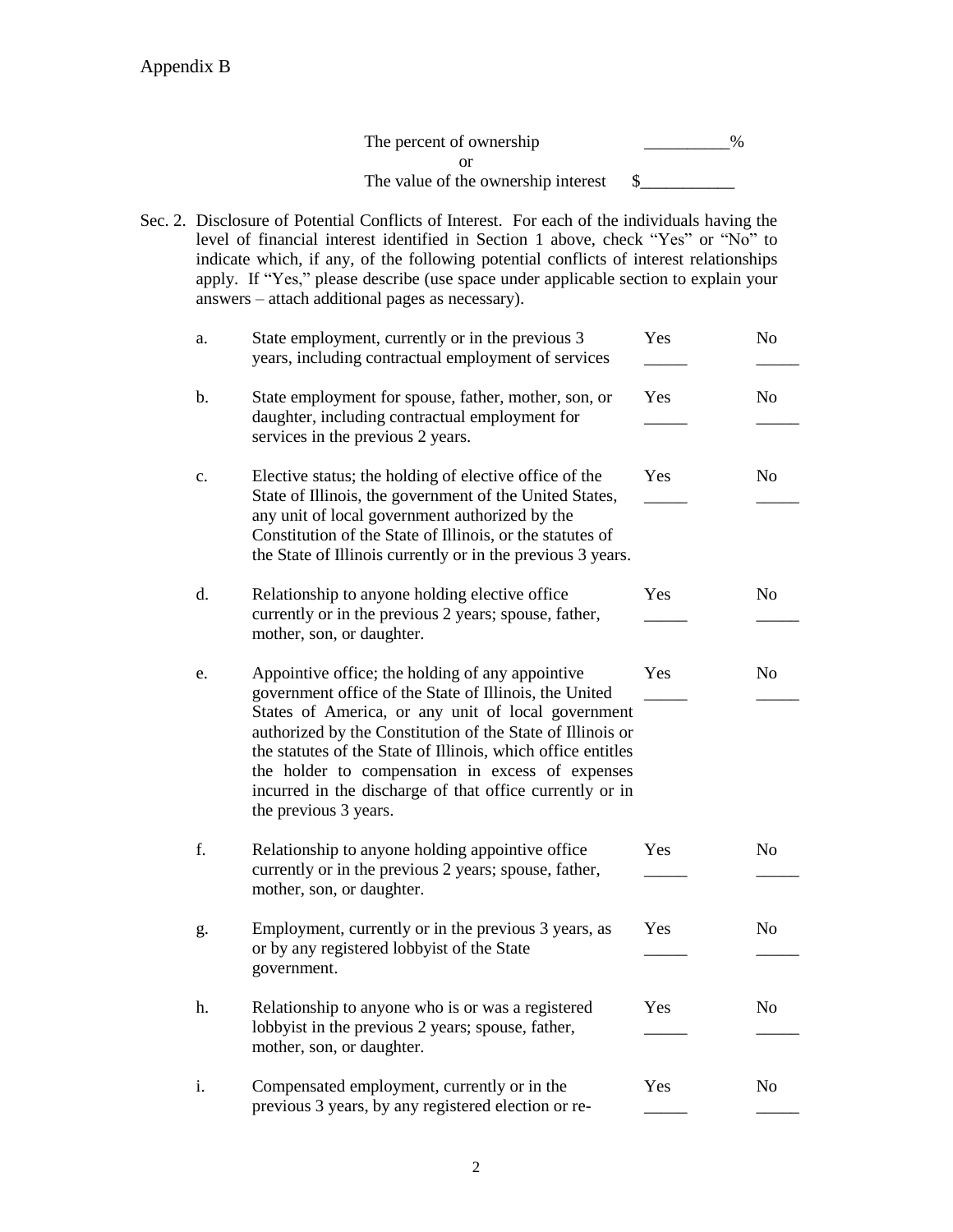Appendix B

The percent of ownership __________%

or

The value of the ownership interest $___________

Sec. 2. Disclosure of Potential Conflicts of Interest. For each of the individuals having the level of financial interest identified in Section 1 above, check "Yes" or "No" to indicate which, if any, of the following potential conflicts of interest relationships apply. If "Yes," please describe (use space under applicable section to explain your answers – attach additional pages as necessary).

| | | Yes | No |
|---|---|---|---|
| a. | State employment, currently or in the previous 3 years, including contractual employment of services | _____ | _____ |
| b. | State employment for spouse, father, mother, son, or daughter, including contractual employment for services in the previous 2 years. | _____ | _____ |
| c. | Elective status; the holding of elective office of the State of Illinois, the government of the United States, any unit of local government authorized by the Constitution of the State of Illinois, or the statutes of the State of Illinois currently or in the previous 3 years. | _____ | _____ |
| d. | Relationship to anyone holding elective office currently or in the previous 2 years; spouse, father, mother, son, or daughter. | _____ | _____ |
| e. | Appointive office; the holding of any appointive government office of the State of Illinois, the United States of America, or any unit of local government authorized by the Constitution of the State of Illinois or the statutes of the State of Illinois, which office entitles the holder to compensation in excess of expenses incurred in the discharge of that office currently or in the previous 3 years. | _____ | _____ |
| f. | Relationship to anyone holding appointive office currently or in the previous 2 years; spouse, father, mother, son, or daughter. | _____ | _____ |
| g. | Employment, currently or in the previous 3 years, as or by any registered lobbyist of the State government. | _____ | _____ |
| h. | Relationship to anyone who is or was a registered lobbyist in the previous 2 years; spouse, father, mother, son, or daughter. | _____ | _____ |
| i. | Compensated employment, currently or in the previous 3 years, by any registered election or re- | _____ | _____ |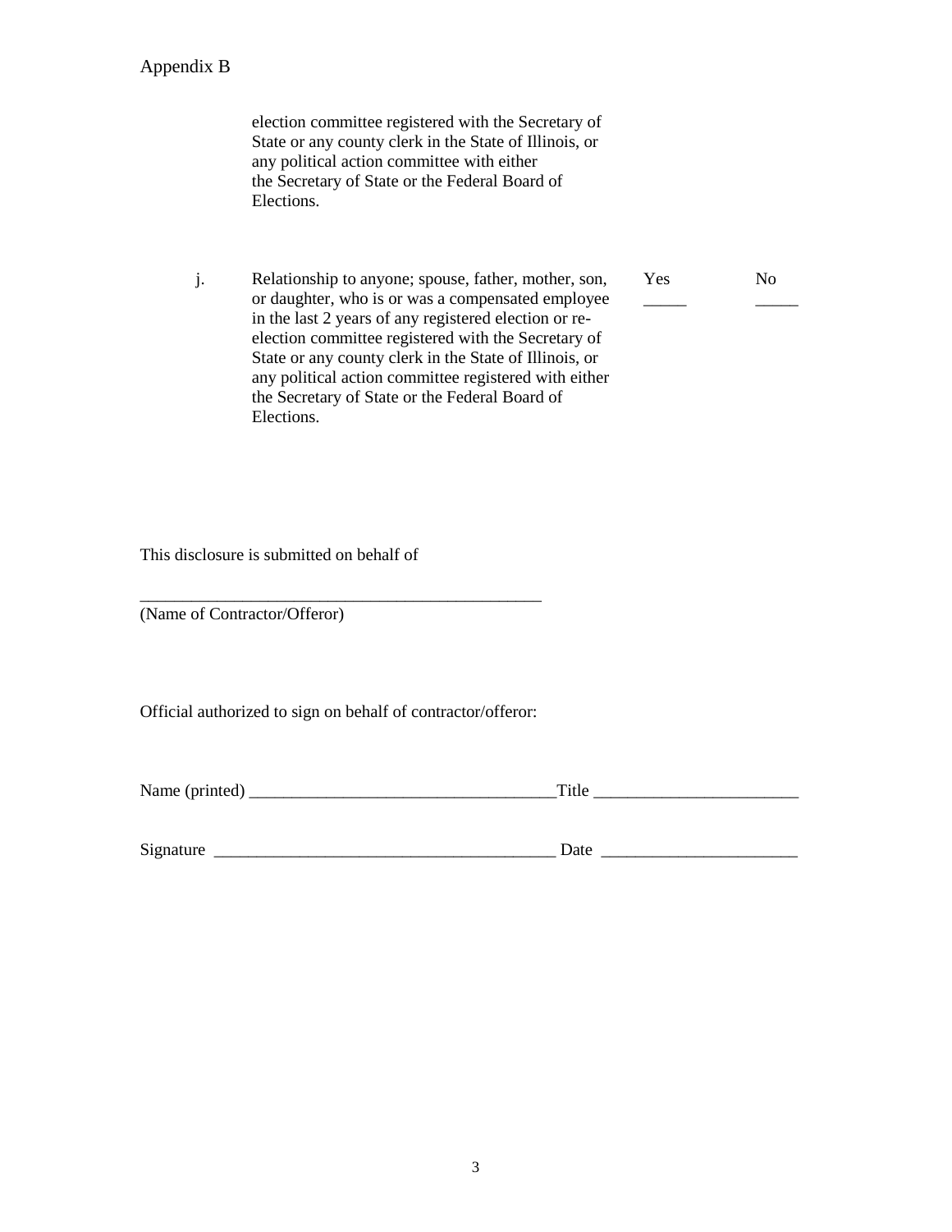Appendix B

election committee registered with the Secretary of State or any county clerk in the State of Illinois, or any political action committee with either the Secretary of State or the Federal Board of Elections.

| | | Yes | No |
|---|---|---|---|
| j. | Relationship to anyone; spouse, father, mother, son, or daughter, who is or was a compensated employee in the last 2 years of any registered election or re-election committee registered with the Secretary of State or any county clerk in the State of Illinois, or any political action committee registered with either the Secretary of State or the Federal Board of Elections. | _____ | _____ |

This disclosure is submitted on behalf of

________________________________________________
(Name of Contractor/Offeror)

Official authorized to sign on behalf of contractor/offeror:

Name (printed) ____________________________________Title _______________________

Signature _______________________________________ Date ______________________